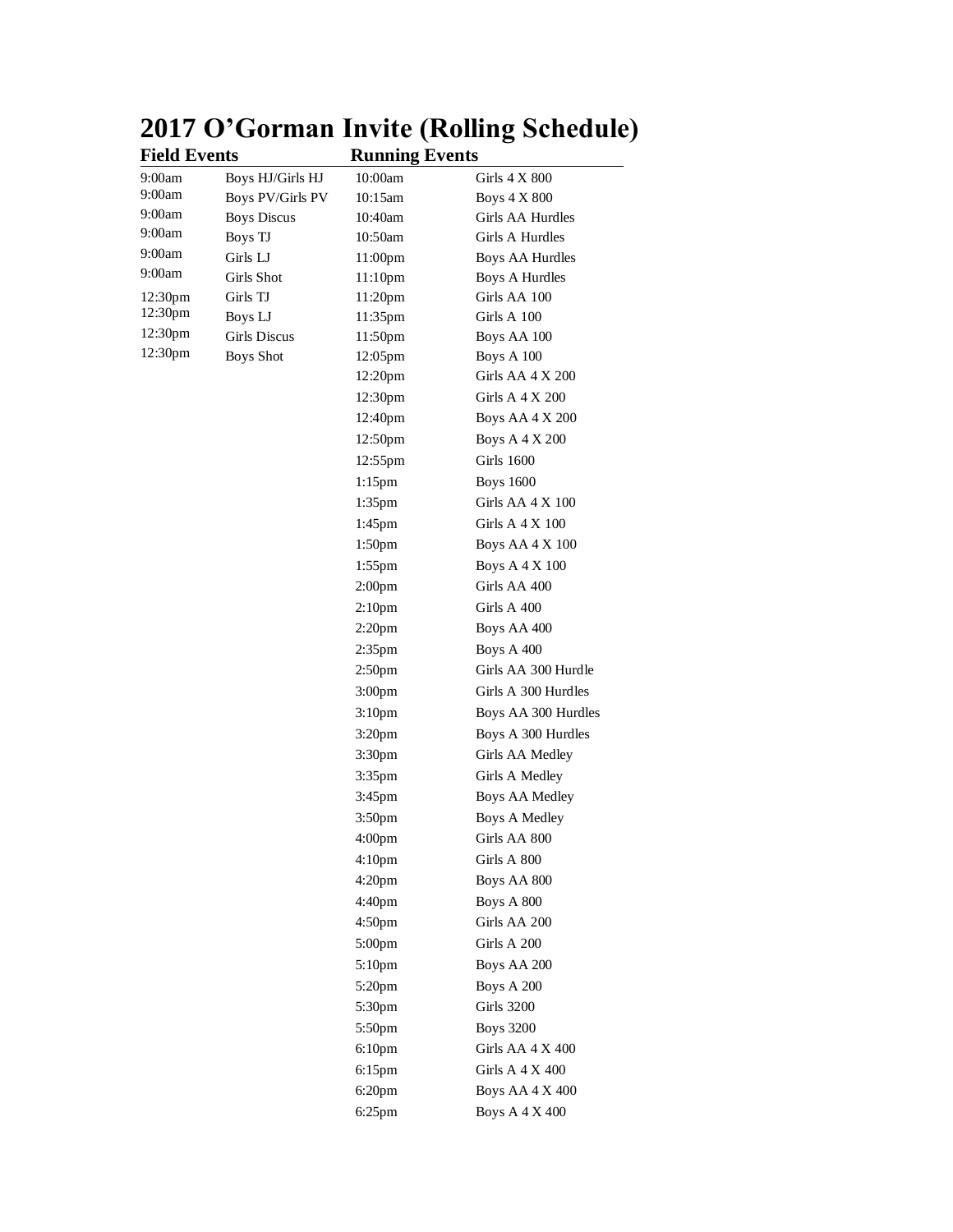# 2017 O'Gorman Invite (Rolling Schedule)

| Field Events | | Running Events | |
|---|---|---|---|
| 9:00am | Boys HJ/Girls HJ | 10:00am | Girls 4 X 800 |
| 9:00am | Boys PV/Girls PV | 10:15am | Boys 4 X 800 |
| 9:00am | Boys Discus | 10:40am | Girls AA Hurdles |
| 9:00am | Boys TJ | 10:50am | Girls A Hurdles |
| 9:00am | Girls LJ | 11:00pm | Boys AA Hurdles |
| 9:00am | Girls Shot | 11:10pm | Boys A Hurdles |
| 12:30pm | Girls TJ | 11:20pm | Girls AA 100 |
| 12:30pm | Boys LJ | 11:35pm | Girls A 100 |
| 12:30pm | Girls Discus | 11:50pm | Boys AA 100 |
| 12:30pm | Boys Shot | 12:05pm | Boys A 100 |
| | | 12:20pm | Girls AA 4 X 200 |
| | | 12:30pm | Girls A 4 X 200 |
| | | 12:40pm | Boys AA 4 X 200 |
| | | 12:50pm | Boys A 4 X 200 |
| | | 12:55pm | Girls 1600 |
| | | 1:15pm | Boys 1600 |
| | | 1:35pm | Girls AA 4 X 100 |
| | | 1:45pm | Girls A 4 X 100 |
| | | 1:50pm | Boys AA 4 X 100 |
| | | 1:55pm | Boys A 4 X 100 |
| | | 2:00pm | Girls AA 400 |
| | | 2:10pm | Girls A 400 |
| | | 2:20pm | Boys AA 400 |
| | | 2:35pm | Boys A 400 |
| | | 2:50pm | Girls AA 300 Hurdle |
| | | 3:00pm | Girls A 300 Hurdles |
| | | 3:10pm | Boys AA 300 Hurdles |
| | | 3:20pm | Boys A 300 Hurdles |
| | | 3:30pm | Girls AA Medley |
| | | 3:35pm | Girls A Medley |
| | | 3:45pm | Boys AA Medley |
| | | 3:50pm | Boys A Medley |
| | | 4:00pm | Girls AA 800 |
| | | 4:10pm | Girls A 800 |
| | | 4:20pm | Boys AA 800 |
| | | 4:40pm | Boys A 800 |
| | | 4:50pm | Girls AA 200 |
| | | 5:00pm | Girls A 200 |
| | | 5:10pm | Boys AA 200 |
| | | 5:20pm | Boys A 200 |
| | | 5:30pm | Girls 3200 |
| | | 5:50pm | Boys 3200 |
| | | 6:10pm | Girls AA 4 X 400 |
| | | 6:15pm | Girls A 4 X 400 |
| | | 6:20pm | Boys AA 4 X 400 |
| | | 6:25pm | Boys A 4 X 400 |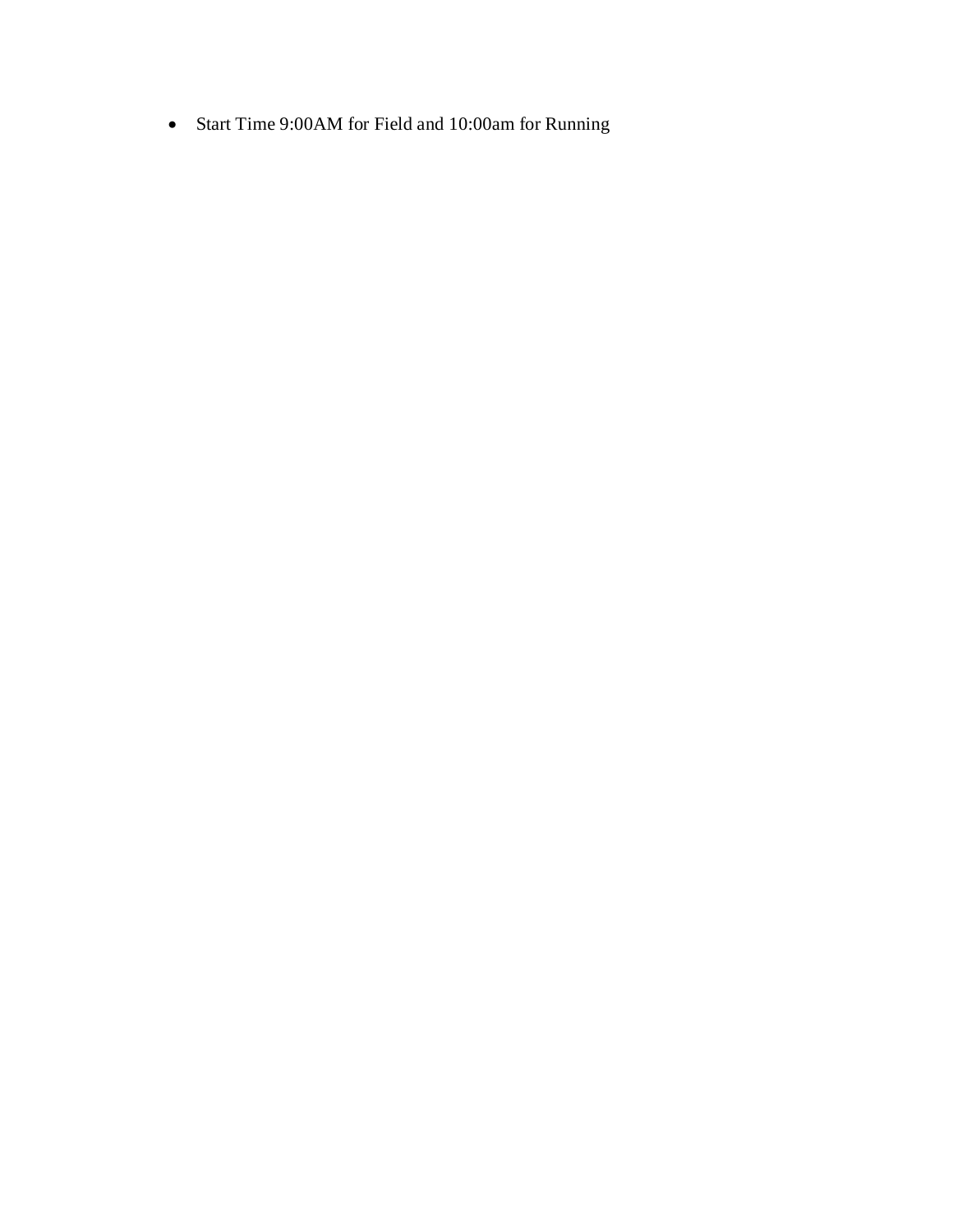- Start Time 9:00AM for Field and 10:00am for Running